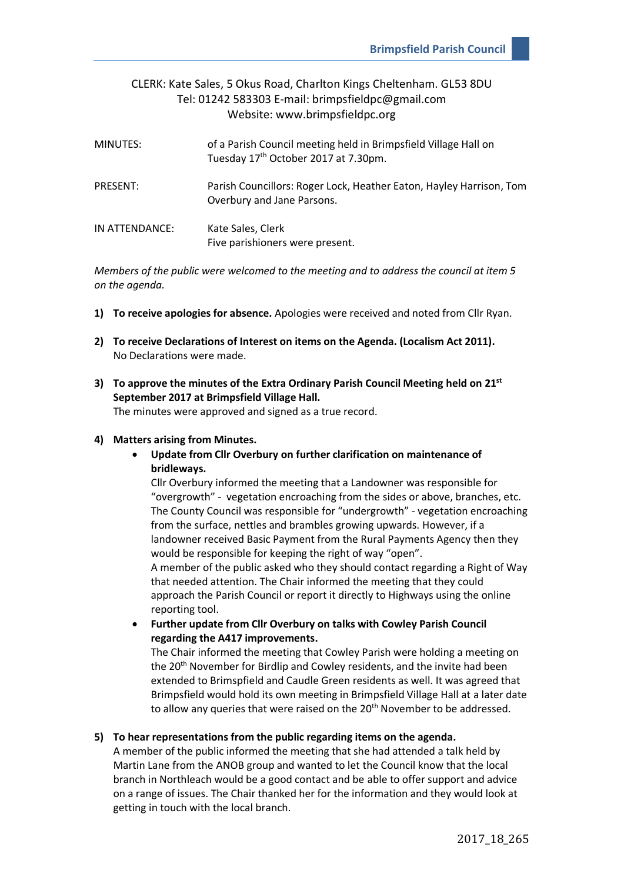CLERK: Kate Sales, 5 Okus Road, Charlton Kings Cheltenham. GL53 8DU
Tel: 01242 583303 E-mail: brimpsfieldpc@gmail.com
Website: www.brimpsfieldpc.org

| | |
|---|---|
| MINUTES: | of a Parish Council meeting held in Brimpsfield Village Hall on Tuesday 17th October 2017 at 7.30pm. |
| PRESENT: | Parish Councillors: Roger Lock, Heather Eaton, Hayley Harrison, Tom Overbury and Jane Parsons. |
| IN ATTENDANCE: | Kate Sales, Clerk<br>Five parishioners were present. |

*Members of the public were welcomed to the meeting and to address the council at item 5 on the agenda.*

1) **To receive apologies for absence.** Apologies were received and noted from Cllr Ryan.

2) **To receive Declarations of Interest on items on the Agenda. (Localism Act 2011).**
   No Declarations were made.

3) **To approve the minutes of the Extra Ordinary Parish Council Meeting held on 21st September 2017 at Brimpsfield Village Hall.**
   The minutes were approved and signed as a true record.

4) **Matters arising from Minutes.**
   - **Update from Cllr Overbury on further clarification on maintenance of bridleways.**
     Cllr Overbury informed the meeting that a Landowner was responsible for "overgrowth" - vegetation encroaching from the sides or above, branches, etc. The County Council was responsible for "undergrowth" - vegetation encroaching from the surface, nettles and brambles growing upwards. However, if a landowner received Basic Payment from the Rural Payments Agency then they would be responsible for keeping the right of way "open".
     A member of the public asked who they should contact regarding a Right of Way that needed attention. The Chair informed the meeting that they could approach the Parish Council or report it directly to Highways using the online reporting tool.
   - **Further update from Cllr Overbury on talks with Cowley Parish Council regarding the A417 improvements.**
     The Chair informed the meeting that Cowley Parish were holding a meeting on the 20th November for Birdlip and Cowley residents, and the invite had been extended to Brimspfield and Caudle Green residents as well. It was agreed that Brimpsfield would hold its own meeting in Brimpsfield Village Hall at a later date to allow any queries that were raised on the 20th November to be addressed.

5) **To hear representations from the public regarding items on the agenda.**
   A member of the public informed the meeting that she had attended a talk held by Martin Lane from the ANOB group and wanted to let the Council know that the local branch in Northleach would be a good contact and be able to offer support and advice on a range of issues. The Chair thanked her for the information and they would look at getting in touch with the local branch.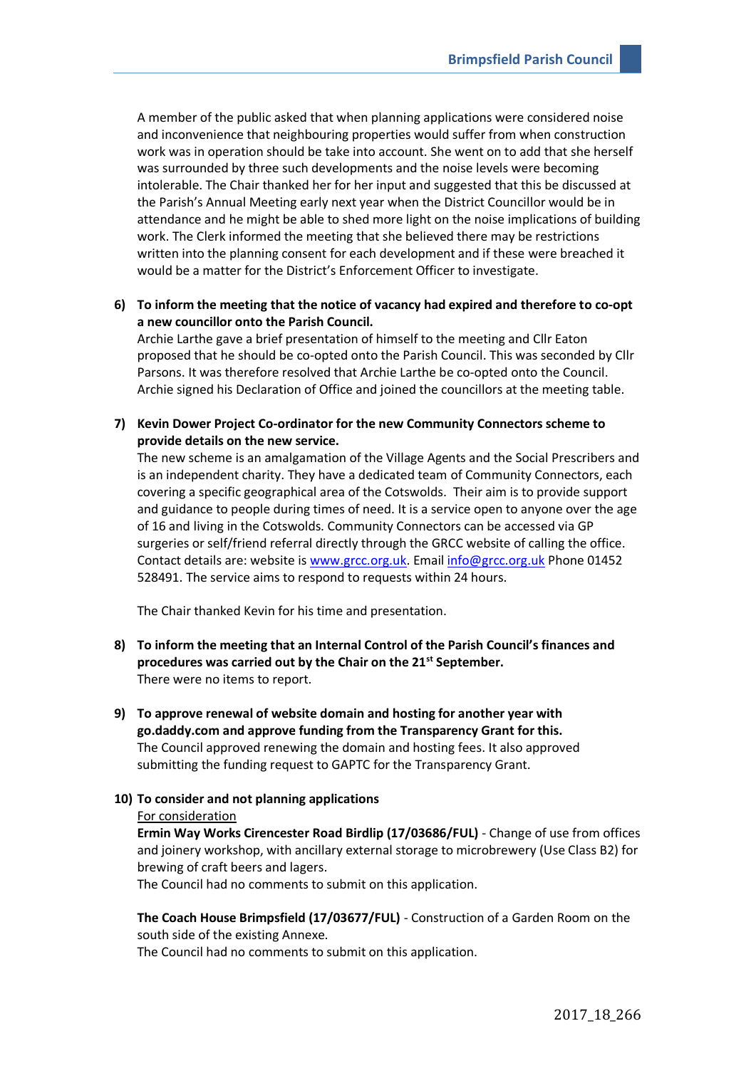A member of the public asked that when planning applications were considered noise and inconvenience that neighbouring properties would suffer from when construction work was in operation should be take into account. She went on to add that she herself was surrounded by three such developments and the noise levels were becoming intolerable. The Chair thanked her for her input and suggested that this be discussed at the Parish's Annual Meeting early next year when the District Councillor would be in attendance and he might be able to shed more light on the noise implications of building work. The Clerk informed the meeting that she believed there may be restrictions written into the planning consent for each development and if these were breached it would be a matter for the District's Enforcement Officer to investigate.

**6) To inform the meeting that the notice of vacancy had expired and therefore to co-opt a new councillor onto the Parish Council.**

Archie Larthe gave a brief presentation of himself to the meeting and Cllr Eaton proposed that he should be co-opted onto the Parish Council. This was seconded by Cllr Parsons. It was therefore resolved that Archie Larthe be co-opted onto the Council. Archie signed his Declaration of Office and joined the councillors at the meeting table.

**7) Kevin Dower Project Co-ordinator for the new Community Connectors scheme to provide details on the new service.**

The new scheme is an amalgamation of the Village Agents and the Social Prescribers and is an independent charity. They have a dedicated team of Community Connectors, each covering a specific geographical area of the Cotswolds. Their aim is to provide support and guidance to people during times of need. It is a service open to anyone over the age of 16 and living in the Cotswolds. Community Connectors can be accessed via GP surgeries or self/friend referral directly through the GRCC website of calling the office. Contact details are: website is www.grcc.org.uk. Email info@grcc.org.uk Phone 01452 528491. The service aims to respond to requests within 24 hours.

The Chair thanked Kevin for his time and presentation.

**8) To inform the meeting that an Internal Control of the Parish Council's finances and procedures was carried out by the Chair on the 21st September.**

There were no items to report.

**9) To approve renewal of website domain and hosting for another year with go.daddy.com and approve funding from the Transparency Grant for this.**

The Council approved renewing the domain and hosting fees. It also approved submitting the funding request to GAPTC for the Transparency Grant.

**10) To consider and not planning applications**

For consideration

**Ermin Way Works Cirencester Road Birdlip (17/03686/FUL)** - Change of use from offices and joinery workshop, with ancillary external storage to microbrewery (Use Class B2) for brewing of craft beers and lagers.

The Council had no comments to submit on this application.

**The Coach House Brimpsfield (17/03677/FUL)** - Construction of a Garden Room on the south side of the existing Annexe.

The Council had no comments to submit on this application.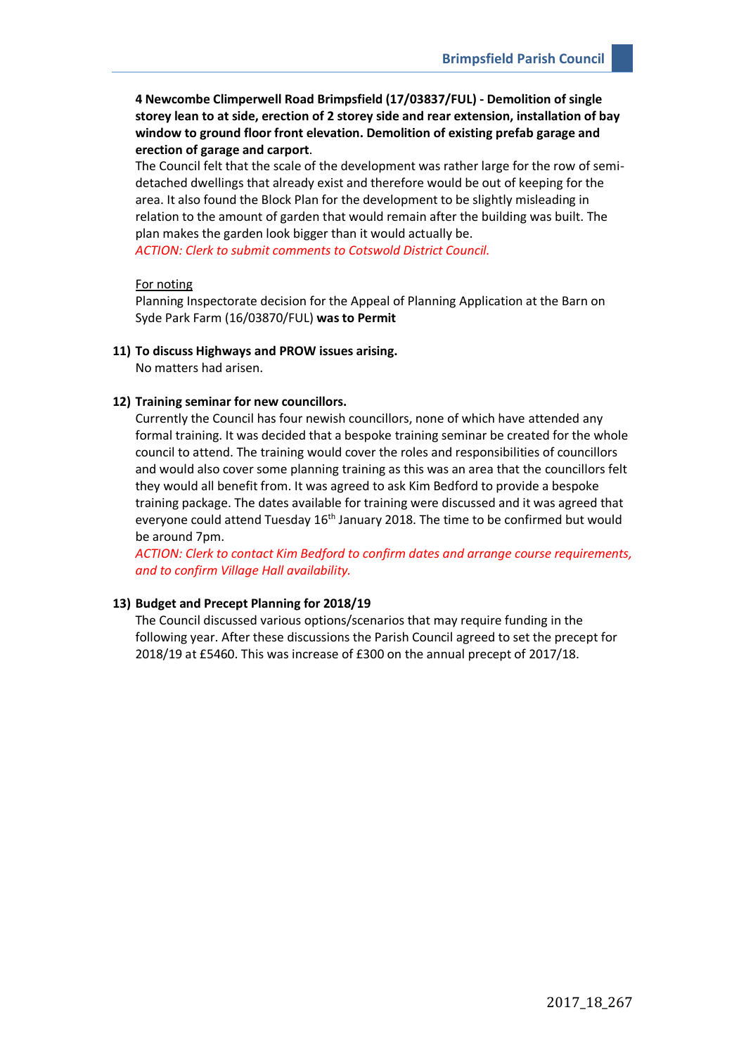**4 Newcombe Climperwell Road Brimpsfield (17/03837/FUL) - Demolition of single storey lean to at side, erection of 2 storey side and rear extension, installation of bay window to ground floor front elevation. Demolition of existing prefab garage and erection of garage and carport**.

The Council felt that the scale of the development was rather large for the row of semi-detached dwellings that already exist and therefore would be out of keeping for the area. It also found the Block Plan for the development to be slightly misleading in relation to the amount of garden that would remain after the building was built. The plan makes the garden look bigger than it would actually be.

*ACTION: Clerk to submit comments to Cotswold District Council.*

For noting

Planning Inspectorate decision for the Appeal of Planning Application at the Barn on Syde Park Farm (16/03870/FUL) **was to Permit**

**11) To discuss Highways and PROW issues arising.**

No matters had arisen.

**12) Training seminar for new councillors.**

Currently the Council has four newish councillors, none of which have attended any formal training. It was decided that a bespoke training seminar be created for the whole council to attend. The training would cover the roles and responsibilities of councillors and would also cover some planning training as this was an area that the councillors felt they would all benefit from. It was agreed to ask Kim Bedford to provide a bespoke training package. The dates available for training were discussed and it was agreed that everyone could attend Tuesday 16th January 2018. The time to be confirmed but would be around 7pm.

*ACTION: Clerk to contact Kim Bedford to confirm dates and arrange course requirements, and to confirm Village Hall availability.*

**13) Budget and Precept Planning for 2018/19**

The Council discussed various options/scenarios that may require funding in the following year. After these discussions the Parish Council agreed to set the precept for 2018/19 at £5460. This was increase of £300 on the annual precept of 2017/18.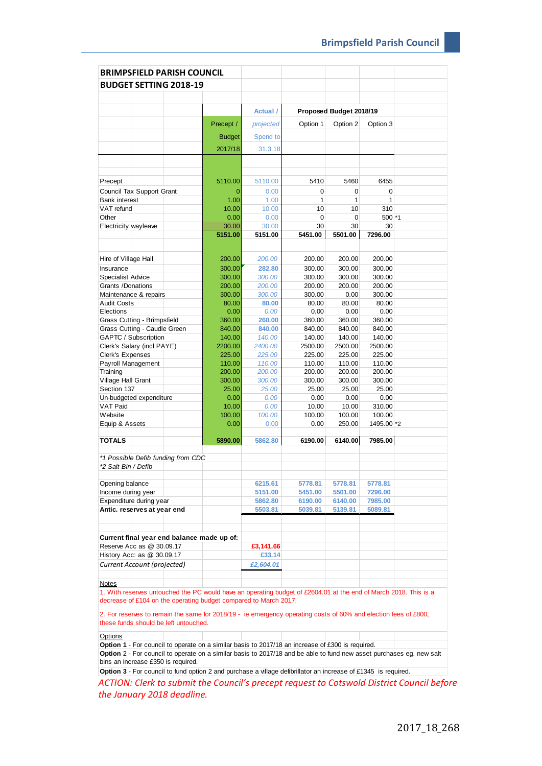# BRIMPSFIELD PARISH COUNCIL

## BUDGET SETTING 2018-19

| | Precept / Budget 2017/18 | Actual / projected Spend to 31.3.18 | Proposed Budget 2018/19 Option 1 | Option 2 | Option 3 | |
|---|---|---|---|---|---|---|
| Precept | 5110.00 | 5110.00 | 5410 | 5460 | 6455 | |
| Council Tax Support Grant | 0 | 0.00 | 0 | 0 | 0 | |
| Bank interest | 1.00 | 1.00 | 1 | 1 | 1 | |
| VAT refund | 10.00 | 10.00 | 10 | 10 | 310 | |
| Other | 0.00 | 0.00 | 0 | 0 | 500 | *1 |
| Electricity wayleave | 30.00 | 30.00 | 30 | 30 | 30 | |
| | **5151.00** | **5151.00** | **5451.00** | **5501.00** | **7296.00** | |
| | | | | | | |
| Hire of Village Hall | 200.00 | 200.00 | 200.00 | 200.00 | 200.00 | |
| Insurance | 300.00 | 282.80 | 300.00 | 300.00 | 300.00 | |
| Specialist Advice | 300.00 | 300.00 | 300.00 | 300.00 | 300.00 | |
| Grants /Donations | 200.00 | 200.00 | 200.00 | 200.00 | 200.00 | |
| Maintenance & repairs | 300.00 | 300.00 | 300.00 | 0.00 | 300.00 | |
| Audit Costs | 80.00 | 80.00 | 80.00 | 80.00 | 80.00 | |
| Elections | 0.00 | 0.00 | 0.00 | 0.00 | 0.00 | |
| Grass Cutting - Brimpsfield | 360.00 | 260.00 | 360.00 | 360.00 | 360.00 | |
| Grass Cutting - Caudle Green | 840.00 | 840.00 | 840.00 | 840.00 | 840.00 | |
| GAPTC / Subscription | 140.00 | 140.00 | 140.00 | 140.00 | 140.00 | |
| Clerk's Salary (incl PAYE) | 2200.00 | 2400.00 | 2500.00 | 2500.00 | 2500.00 | |
| Clerk's Expenses | 225.00 | 225.00 | 225.00 | 225.00 | 225.00 | |
| Payroll Management | 110.00 | 110.00 | 110.00 | 110.00 | 110.00 | |
| Training | 200.00 | 200.00 | 200.00 | 200.00 | 200.00 | |
| Village Hall Grant | 300.00 | 300.00 | 300.00 | 300.00 | 300.00 | |
| Section 137 | 25.00 | 25.00 | 25.00 | 25.00 | 25.00 | |
| Un-budgeted expenditure | 0.00 | 0.00 | 0.00 | 0.00 | 0.00 | |
| VAT Paid | 10.00 | 0.00 | 10.00 | 10.00 | 310.00 | |
| Website | 100.00 | 100.00 | 100.00 | 100.00 | 100.00 | |
| Equip & Assets | 0.00 | 0.00 | 0.00 | 250.00 | 1495.00 | *2 |
| | | | | | | |
| **TOTALS** | **5890.00** | **5862.80** | **6190.00** | **6140.00** | **7985.00** | |

*\*1 Possible Defib funding from CDC*
*\*2 Salt Bin / Defib*

| | | | | |
|---|---|---|---|---|
| Opening balance | 6215.61 | 5778.81 | 5778.81 | 5778.81 |
| Income during year | 5151.00 | 5451.00 | 5501.00 | 7296.00 |
| Expenditure during year | 5862.80 | 6190.00 | 6140.00 | 7985.00 |
| **Antic. reserves at year end** | 5503.81 | 5039.81 | 5139.81 | 5089.81 |

| **Current final year end balance made up of:** | |
|---|---|
| Reserve Acc as @ 30.09.17 | £3,141.66 |
| History Acc: as @ 30.09.17 | £33.14 |
| *Current Account (projected)* | *£2,604.01* |

Notes

1. With reserves untouched the PC would have an operating budget of £2604.01 at the end of March 2018. This is a decrease of £104 on the operating budget compared to March 2017.

2. For reserves to remain the same for 2018/19 - ie emergency operating costs of 60% and election fees of £800, these funds should be left untouched.

Options

**Option 1** - For council to operate on a similar basis to 2017/18 an increase of £300 is required.

**Option 2** - For council to operate on a similar basis to 2017/18 and be able to fund new asset purchases eg. new salt bins an increase £350 is required.

**Option 3** - For council to fund option 2 and purchase a village defibrillator an increase of £1345 is required.

*ACTION: Clerk to submit the Council's precept request to Cotswold District Council before the January 2018 deadline.*

2017_18_268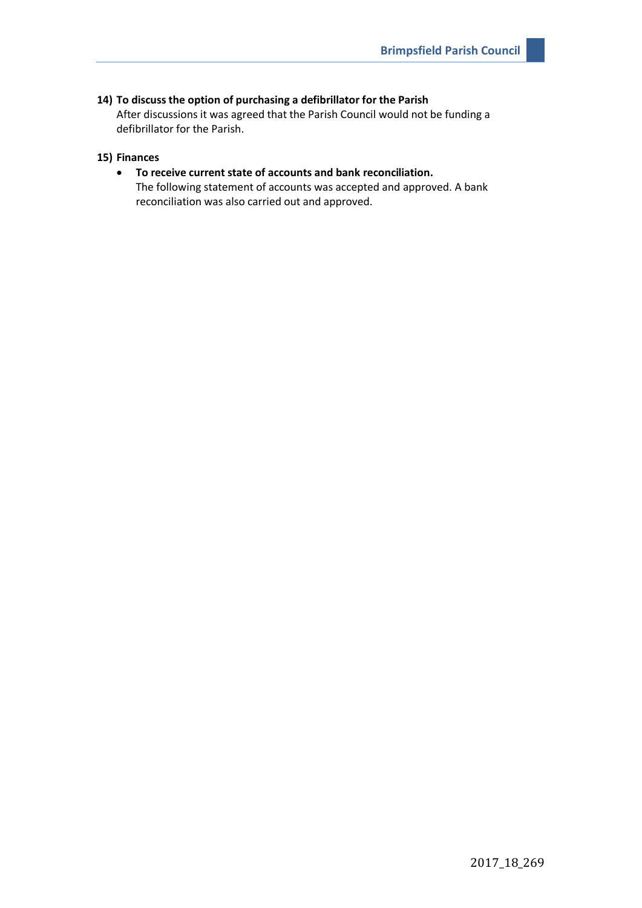**14) To discuss the option of purchasing a defibrillator for the Parish**

After discussions it was agreed that the Parish Council would not be funding a defibrillator for the Parish.

**15) Finances**

- **To receive current state of accounts and bank reconciliation.**
  The following statement of accounts was accepted and approved. A bank reconciliation was also carried out and approved.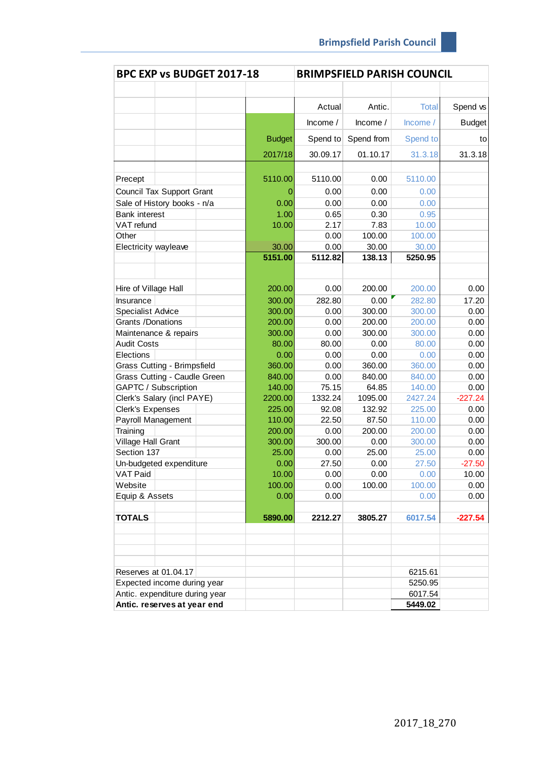| BPC EXP vs BUDGET 2017-18 | BRIMPSFIELD PARISH COUNCIL | | | | |
|---|---|---|---|---|---|
| | Budget 2017/18 | Actual Income / Spend to 30.09.17 | Antic. Income / Spend from 01.10.17 | Total Income / Spend to 31.3.18 | Spend vs Budget to 31.3.18 |
| Precept | 5110.00 | 5110.00 | 0.00 | 5110.00 | |
| Council Tax Support Grant | 0 | 0.00 | 0.00 | 0.00 | |
| Sale of History books - n/a | 0.00 | 0.00 | 0.00 | 0.00 | |
| Bank interest | 1.00 | 0.65 | 0.30 | 0.95 | |
| VAT refund | 10.00 | 2.17 | 7.83 | 10.00 | |
| Other | | 0.00 | 100.00 | 100.00 | |
| Electricity wayleave | 30.00 | 0.00 | 30.00 | 30.00 | |
| | **5151.00** | **5112.82** | **138.13** | **5250.95** | |
| | | | | | |
| Hire of Village Hall | 200.00 | 0.00 | 200.00 | 200.00 | 0.00 |
| Insurance | 300.00 | 282.80 | 0.00 | 282.80 | 17.20 |
| Specialist Advice | 300.00 | 0.00 | 300.00 | 300.00 | 0.00 |
| Grants /Donations | 200.00 | 0.00 | 200.00 | 200.00 | 0.00 |
| Maintenance & repairs | 300.00 | 0.00 | 300.00 | 300.00 | 0.00 |
| Audit Costs | 80.00 | 80.00 | 0.00 | 80.00 | 0.00 |
| Elections | 0.00 | 0.00 | 0.00 | 0.00 | 0.00 |
| Grass Cutting - Brimpsfield | 360.00 | 0.00 | 360.00 | 360.00 | 0.00 |
| Grass Cutting - Caudle Green | 840.00 | 0.00 | 840.00 | 840.00 | 0.00 |
| GAPTC / Subscription | 140.00 | 75.15 | 64.85 | 140.00 | 0.00 |
| Clerk's Salary (incl PAYE) | 2200.00 | 1332.24 | 1095.00 | 2427.24 | -227.24 |
| Clerk's Expenses | 225.00 | 92.08 | 132.92 | 225.00 | 0.00 |
| Payroll Management | 110.00 | 22.50 | 87.50 | 110.00 | 0.00 |
| Training | 200.00 | 0.00 | 200.00 | 200.00 | 0.00 |
| Village Hall Grant | 300.00 | 300.00 | 0.00 | 300.00 | 0.00 |
| Section 137 | 25.00 | 0.00 | 25.00 | 25.00 | 0.00 |
| Un-budgeted expenditure | 0.00 | 27.50 | 0.00 | 27.50 | -27.50 |
| VAT Paid | 10.00 | 0.00 | 0.00 | 0.00 | 10.00 |
| Website | 100.00 | 0.00 | 100.00 | 100.00 | 0.00 |
| Equip & Assets | 0.00 | 0.00 | | 0.00 | 0.00 |
| | | | | | |
| **TOTALS** | **5890.00** | **2212.27** | **3805.27** | **6017.54** | **-227.54** |
| | | | | | |
| Reserves at 01.04.17 | | | | 6215.61 | |
| Expected income during year | | | | 5250.95 | |
| Antic. expenditure during year | | | | 6017.54 | |
| **Antic. reserves at year end** | | | | **5449.02** | |

2017_18_270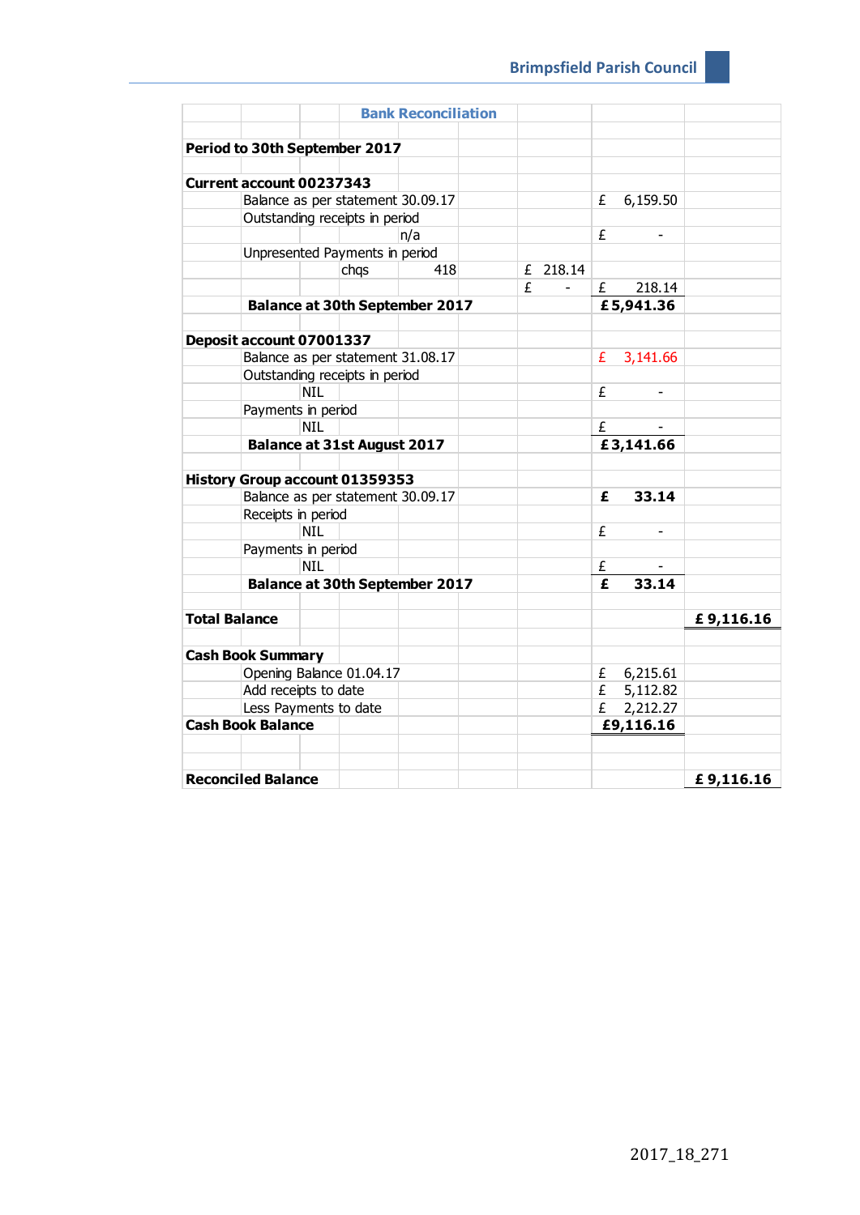| | | Bank Reconciliation | | | | | |
|---|---|---|---|---|---|---|---|
| **Period to 30th September 2017** | | | | | | | |
| **Current account 00237343** | | | | | | | |
| | Balance as per statement 30.09.17 | | | | | £ 6,159.50 | |
| | Outstanding receipts in period | | | | | | |
| | | | n/a | | | £ - | |
| | Unpresented Payments in period | | | | | | |
| | | chqs | | 418 | £ 218.14 | | |
| | | | | | £ - | £ 218.14 | |
| | **Balance at 30th September 2017** | | | | | **£5,941.36** | |
| **Deposit account 07001337** | | | | | | | |
| | Balance as per statement 31.08.17 | | | | | £ 3,141.66 | |
| | Outstanding receipts in period | | | | | | |
| | | NIL | | | | £ - | |
| | Payments in period | | | | | | |
| | | NIL | | | | £ - | |
| | **Balance at 31st August 2017** | | | | | **£3,141.66** | |
| **History Group account 01359353** | | | | | | | |
| | Balance as per statement 30.09.17 | | | | | **£ 33.14** | |
| | Receipts in period | | | | | | |
| | | NIL | | | | £ - | |
| | Payments in period | | | | | | |
| | | NIL | | | | £ - | |
| | **Balance at 30th September 2017** | | | | | **£ 33.14** | |
| **Total Balance** | | | | | | | **£ 9,116.16** |
| **Cash Book Summary** | | | | | | | |
| | Opening Balance 01.04.17 | | | | | £ 6,215.61 | |
| | Add receipts to date | | | | | £ 5,112.82 | |
| | Less Payments to date | | | | | £ 2,212.27 | |
| **Cash Book Balance** | | | | | | **£9,116.16** | |
| **Reconciled Balance** | | | | | | | **£ 9,116.16** |

2017_18_271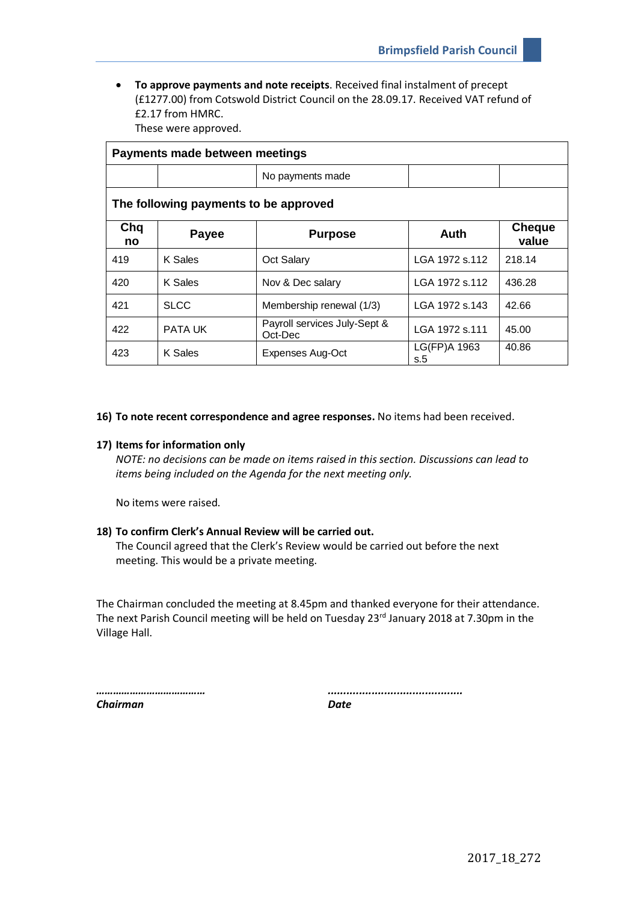- **To approve payments and note receipts**. Received final instalment of precept (£1277.00) from Cotswold District Council on the 28.09.17. Received VAT refund of £2.17 from HMRC.
  These were approved.

| Payments made between meetings | | | | |
|---|---|---|---|---|
| | | No payments made | | |
| **The following payments to be approved** | | | | |
| **Chq no** | **Payee** | **Purpose** | **Auth** | **Cheque value** |
| 419 | K Sales | Oct Salary | LGA 1972 s.112 | 218.14 |
| 420 | K Sales | Nov & Dec salary | LGA 1972 s.112 | 436.28 |
| 421 | SLCC | Membership renewal (1/3) | LGA 1972 s.143 | 42.66 |
| 422 | PATA UK | Payroll services July-Sept & Oct-Dec | LGA 1972 s.111 | 45.00 |
| 423 | K Sales | Expenses Aug-Oct | LG(FP)A 1963 s.5 | 40.86 |

**16) To note recent correspondence and agree responses.** No items had been received.

**17) Items for information only**

*NOTE: no decisions can be made on items raised in this section. Discussions can lead to items being included on the Agenda for the next meeting only.*

No items were raised.

**18) To confirm Clerk's Annual Review will be carried out.**

The Council agreed that the Clerk's Review would be carried out before the next meeting. This would be a private meeting.

The Chairman concluded the meeting at 8.45pm and thanked everyone for their attendance. The next Parish Council meeting will be held on Tuesday 23rd January 2018 at 7.30pm in the Village Hall.

*…………………………………*
***Chairman***

*……………………………………..*
***Date***

2017_18_272